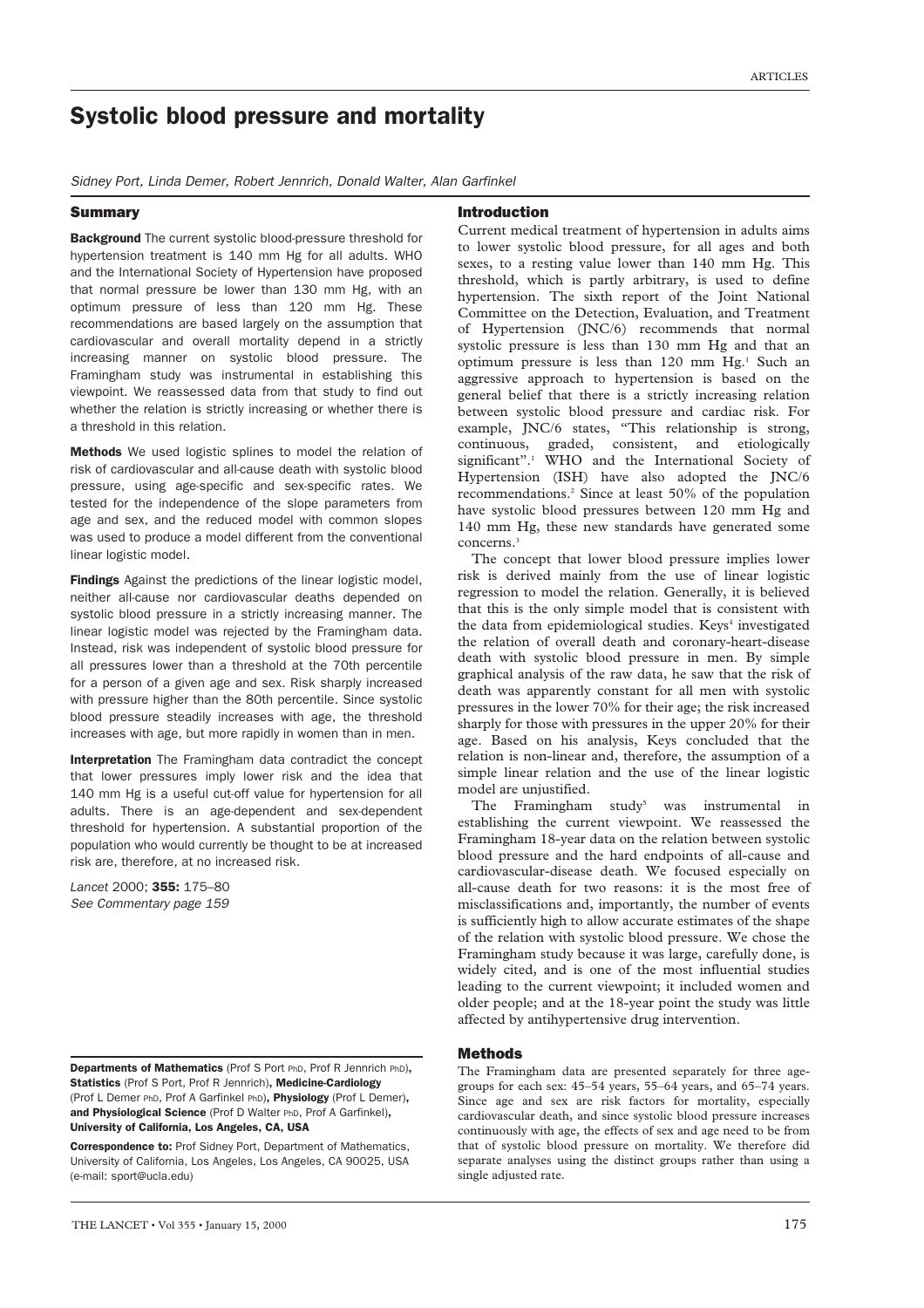# Systolic blood pressure and mortality

*Sidney Port, Linda Demer, Robert Jennrich, Donald Walter, Alan Garfinkel*

## Summary

**Background** The current systolic blood-pressure threshold for hypertension treatment is 140 mm Hg for all adults. WHO and the International Society of Hypertension have proposed that normal pressure be lower than 130 mm Hg, with an optimum pressure of less than 120 mm Hg. These recommendations are based largely on the assumption that cardiovascular and overall mortality depend in a strictly increasing manner on systolic blood pressure. The Framingham study was instrumental in establishing this viewpoint. We reassessed data from that study to find out whether the relation is strictly increasing or whether there is a threshold in this relation.

**Methods** We used logistic splines to model the relation of risk of cardiovascular and all-cause death with systolic blood pressure, using age-specific and sex-specific rates. We tested for the independence of the slope parameters from age and sex, and the reduced model with common slopes was used to produce a model different from the conventional linear logistic model.

**Findings** Against the predictions of the linear logistic model, neither all-cause nor cardiovascular deaths depended on systolic blood pressure in a strictly increasing manner. The linear logistic model was rejected by the Framingham data. Instead, risk was independent of systolic blood pressure for all pressures lower than a threshold at the 70th percentile for a person of a given age and sex. Risk sharply increased with pressure higher than the 80th percentile. Since systolic blood pressure steadily increases with age, the threshold increases with age, but more rapidly in women than in men.

**Interpretation** The Framingham data contradict the concept that lower pressures imply lower risk and the idea that 140 mm Hg is a useful cut-off value for hypertension for all adults. There is an age-dependent and sex-dependent threshold for hypertension. A substantial proportion of the population who would currently be thought to be at increased risk are, therefore, at no increased risk.

*Lancet* 2000; **355:** 175–80
*See Commentary page 159*

**Departments of Mathematics** (Prof S Port PhD, Prof R Jennrich PhD)**, Statistics** (Prof S Port, Prof R Jennrich)**, Medicine-Cardiology** (Prof L Demer PhD, Prof A Garfinkel PhD)**, Physiology** (Prof L Demer)**, and Physiological Science** (Prof D Walter PhD, Prof A Garfinkel)**, University of California, Los Angeles, CA, USA**

**Correspondence to:** Prof Sidney Port, Department of Mathematics, University of California, Los Angeles, Los Angeles, CA 90025, USA (e-mail: sport@ucla.edu)

## Introduction

Current medical treatment of hypertension in adults aims to lower systolic blood pressure, for all ages and both sexes, to a resting value lower than 140 mm Hg. This threshold, which is partly arbitrary, is used to define hypertension. The sixth report of the Joint National Committee on the Detection, Evaluation, and Treatment of Hypertension (JNC/6) recommends that normal systolic pressure is less than 130 mm Hg and that an optimum pressure is less than 120 mm Hg.[1] Such an aggressive approach to hypertension is based on the general belief that there is a strictly increasing relation between systolic blood pressure and cardiac risk. For example, JNC/6 states, "This relationship is strong, continuous, graded, consistent, and etiologically significant".[1] WHO and the International Society of Hypertension (ISH) have also adopted the JNC/6 recommendations.[2] Since at least 50% of the population have systolic blood pressures between 120 mm Hg and 140 mm Hg, these new standards have generated some concerns.[3]

The concept that lower blood pressure implies lower risk is derived mainly from the use of linear logistic regression to model the relation. Generally, it is believed that this is the only simple model that is consistent with the data from epidemiological studies. Keys[4] investigated the relation of overall death and coronary-heart-disease death with systolic blood pressure in men. By simple graphical analysis of the raw data, he saw that the risk of death was apparently constant for all men with systolic pressures in the lower 70% for their age; the risk increased sharply for those with pressures in the upper 20% for their age. Based on his analysis, Keys concluded that the relation is non-linear and, therefore, the assumption of a simple linear relation and the use of the linear logistic model are unjustified.

The Framingham study[5] was instrumental in establishing the current viewpoint. We reassessed the Framingham 18-year data on the relation between systolic blood pressure and the hard endpoints of all-cause and cardiovascular-disease death. We focused especially on all-cause death for two reasons: it is the most free of misclassifications and, importantly, the number of events is sufficiently high to allow accurate estimates of the shape of the relation with systolic blood pressure. We chose the Framingham study because it was large, carefully done, is widely cited, and is one of the most influential studies leading to the current viewpoint; it included women and older people; and at the 18-year point the study was little affected by antihypertensive drug intervention.

## Methods

The Framingham data are presented separately for three age-groups for each sex: 45–54 years, 55–64 years, and 65–74 years. Since age and sex are risk factors for mortality, especially cardiovascular death, and since systolic blood pressure increases continuously with age, the effects of sex and age need to be from that of systolic blood pressure on mortality. We therefore did separate analyses using the distinct groups rather than using a single adjusted rate.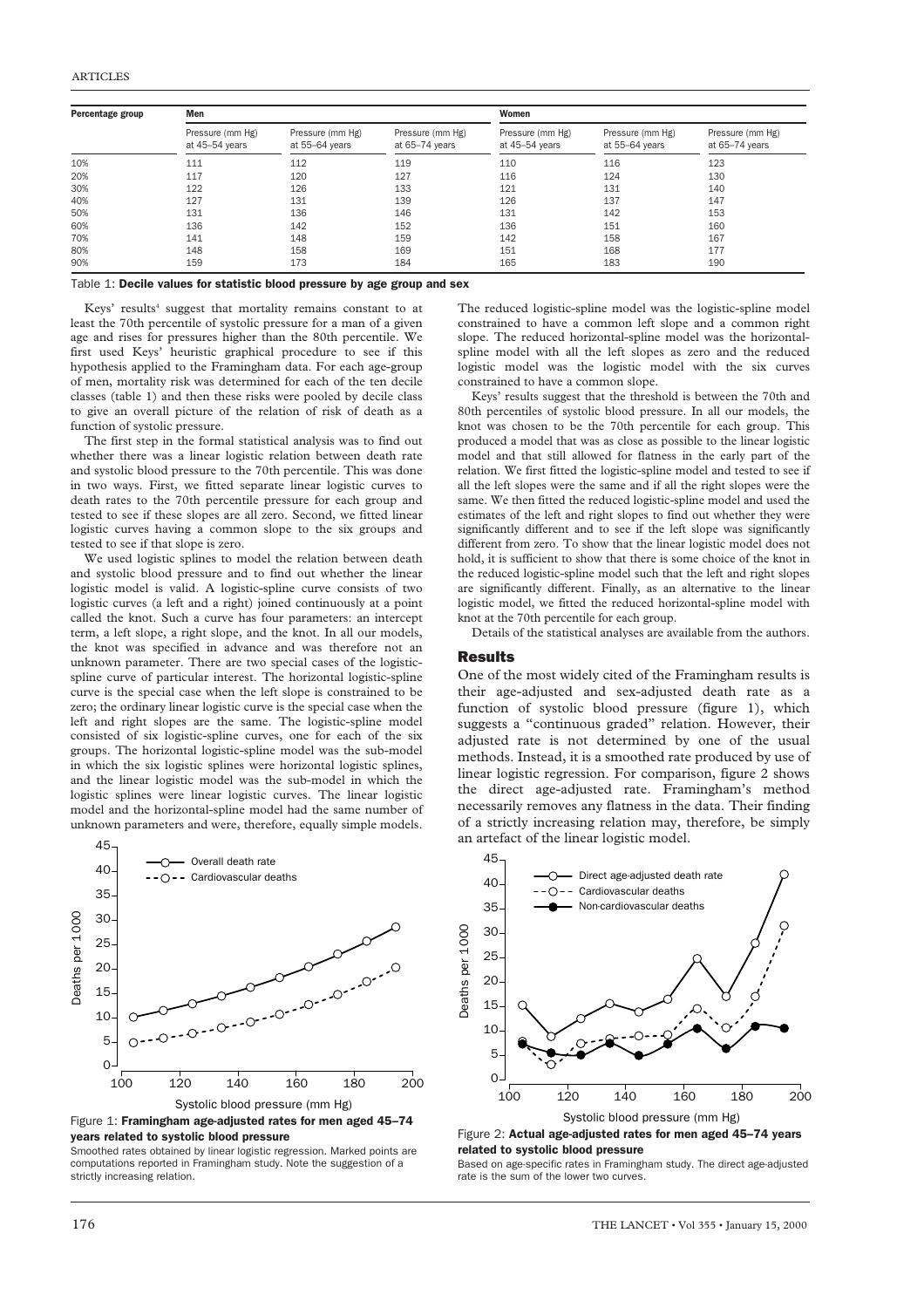| Percentage group | Men | | | Women | | |
|---|---|---|---|---|---|---|
| | Pressure (mm Hg) at 45–54 years | Pressure (mm Hg) at 55–64 years | Pressure (mm Hg) at 65–74 years | Pressure (mm Hg) at 45–54 years | Pressure (mm Hg) at 55–64 years | Pressure (mm Hg) at 65–74 years |
| 10% | 111 | 112 | 119 | 110 | 116 | 123 |
| 20% | 117 | 120 | 127 | 116 | 124 | 130 |
| 30% | 122 | 126 | 133 | 121 | 131 | 140 |
| 40% | 127 | 131 | 139 | 126 | 137 | 147 |
| 50% | 131 | 136 | 146 | 131 | 142 | 153 |
| 60% | 136 | 142 | 152 | 136 | 151 | 160 |
| 70% | 141 | 148 | 159 | 142 | 158 | 167 |
| 80% | 148 | 158 | 169 | 151 | 168 | 177 |
| 90% | 159 | 173 | 184 | 165 | 183 | 190 |

Table 1: **Decile values for statistic blood pressure by age group and sex**

Keys' results[4] suggest that mortality remains constant to at least the 70th percentile of systolic pressure for a man of a given age and rises for pressures higher than the 80th percentile. We first used Keys' heuristic graphical procedure to see if this hypothesis applied to the Framingham data. For each age-group of men, mortality risk was determined for each of the ten decile classes (table 1) and then these risks were pooled by decile class to give an overall picture of the relation of risk of death as a function of systolic pressure.

The first step in the formal statistical analysis was to find out whether there was a linear logistic relation between death rate and systolic blood pressure to the 70th percentile. This was done in two ways. First, we fitted separate linear logistic curves to death rates to the 70th percentile pressure for each group and tested to see if these slopes are all zero. Second, we fitted linear logistic curves having a common slope to the six groups and tested to see if that slope is zero.

We used logistic splines to model the relation between death and systolic blood pressure and to find out whether the linear logistic model is valid. A logistic-spline curve consists of two logistic curves (a left and a right) joined continuously at a point called the knot. Such a curve has four parameters: an intercept term, a left slope, a right slope, and the knot. In all our models, the knot was specified in advance and was therefore not an unknown parameter. There are two special cases of the logistic-spline curve of particular interest. The horizontal logistic-spline curve is the special case when the left slope is constrained to be zero; the ordinary linear logistic curve is the special case when the left and right slopes are the same. The logistic-spline model consisted of six logistic-spline curves, one for each of the six groups. The horizontal logistic-spline model was the sub-model in which the six logistic splines were horizontal logistic splines, and the linear logistic model was the sub-model in which the logistic splines were linear logistic curves. The linear logistic model and the horizontal-spline model had the same number of unknown parameters and were, therefore, equally simple models.

Figure 1: **Framingham age-adjusted rates for men aged 45–74 years related to systolic blood pressure**

Smoothed rates obtained by linear logistic regression. Marked points are computations reported in Framingham study. Note the suggestion of a strictly increasing relation.

The reduced logistic-spline model was the logistic-spline model constrained to have a common left slope and a common right slope. The reduced horizontal-spline model was the horizontal-spline model with all the left slopes as zero and the reduced logistic model was the logistic model with the six curves constrained to have a common slope.

Keys' results suggest that the threshold is between the 70th and 80th percentiles of systolic blood pressure. In all our models, the knot was chosen to be the 70th percentile for each group. This produced a model that was as close as possible to the linear logistic model and that still allowed for flatness in the early part of the relation. We first fitted the logistic-spline model and tested to see if all the left slopes were the same and if all the right slopes were the same. We then fitted the reduced logistic-spline model and used the estimates of the left and right slopes to find out whether they were significantly different and to see if the left slope was significantly different from zero. To show that the linear logistic model does not hold, it is sufficient to show that there is some choice of the knot in the reduced logistic-spline model such that the left and right slopes are significantly different. Finally, as an alternative to the linear logistic model, we fitted the reduced horizontal-spline model with knot at the 70th percentile for each group.

Details of the statistical analyses are available from the authors.

## Results

One of the most widely cited of the Framingham results is their age-adjusted and sex-adjusted death rate as a function of systolic blood pressure (figure 1), which suggests a "continuous graded" relation. However, their adjusted rate is not determined by one of the usual methods. Instead, it is a smoothed rate produced by use of linear logistic regression. For comparison, figure 2 shows the direct age-adjusted rate. Framingham's method necessarily removes any flatness in the data. Their finding of a strictly increasing relation may, therefore, be simply an artefact of the linear logistic model.

Figure 2: **Actual age-adjusted rates for men aged 45–74 years related to systolic blood pressure**

Based on age-specific rates in Framingham study. The direct age-adjusted rate is the sum of the lower two curves.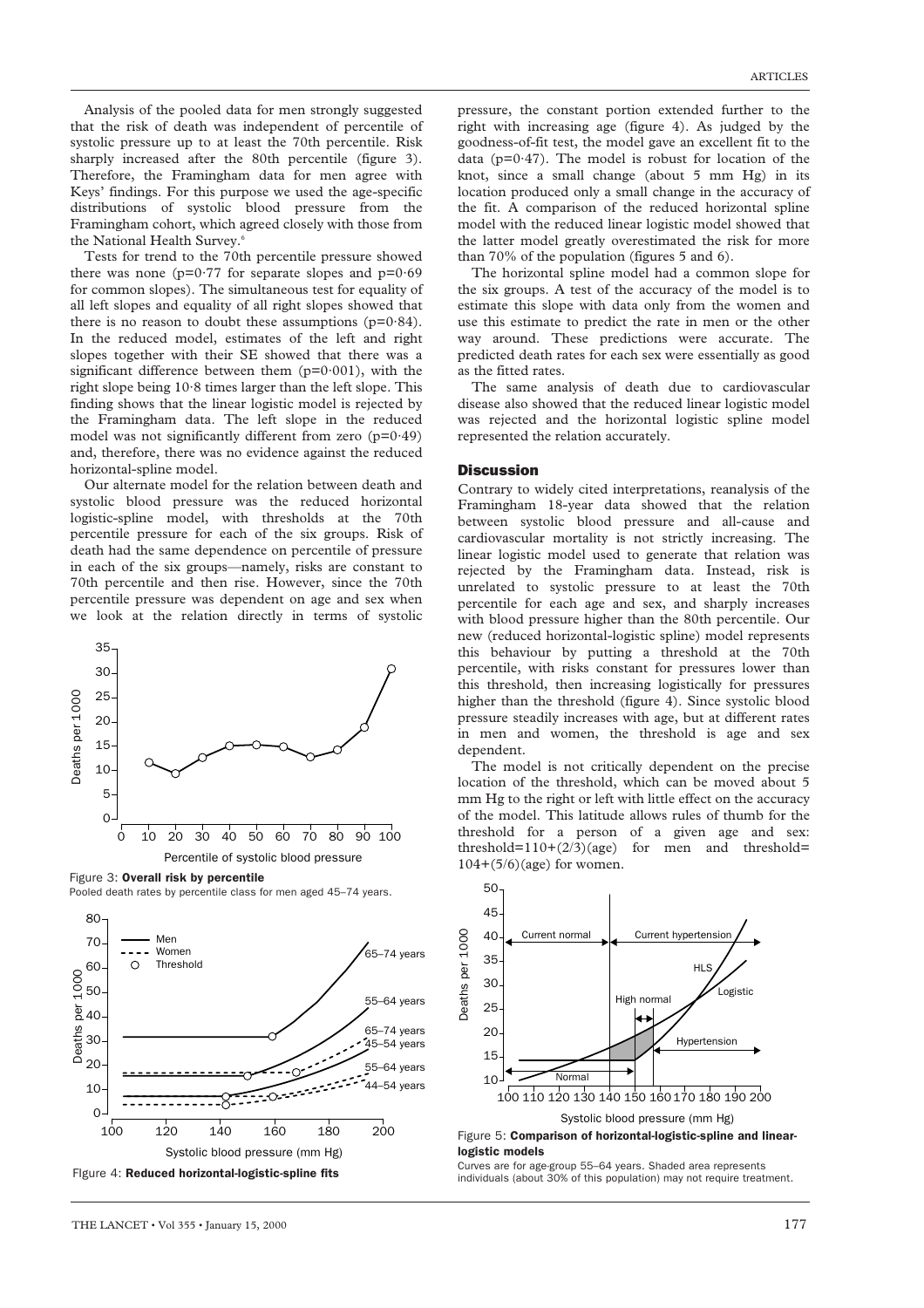Analysis of the pooled data for men strongly suggested that the risk of death was independent of percentile of systolic pressure up to at least the 70th percentile. Risk sharply increased after the 80th percentile (figure 3). Therefore, the Framingham data for men agree with Keys' findings. For this purpose we used the age-specific distributions of systolic blood pressure from the Framingham cohort, which agreed closely with those from the National Health Survey.[6]

Tests for trend to the 70th percentile pressure showed there was none ($p=0·77$ for separate slopes and $p=0·69$ for common slopes). The simultaneous test for equality of all left slopes and equality of all right slopes showed that there is no reason to doubt these assumptions ($p=0·84$). In the reduced model, estimates of the left and right slopes together with their SE showed that there was a significant difference between them ($p=0·001$), with the right slope being 10·8 times larger than the left slope. This finding shows that the linear logistic model is rejected by the Framingham data. The left slope in the reduced model was not significantly different from zero ($p=0·49$) and, therefore, there was no evidence against the reduced horizontal-spline model.

Our alternate model for the relation between death and systolic blood pressure was the reduced horizontal logistic-spline model, with thresholds at the 70th percentile pressure for each of the six groups. Risk of death had the same dependence on percentile of pressure in each of the six groups—namely, risks are constant to 70th percentile and then rise. However, since the 70th percentile pressure was dependent on age and sex when we look at the relation directly in terms of systolic pressure, the constant portion extended further to the right with increasing age (figure 4). As judged by the goodness-of-fit test, the model gave an excellent fit to the data ($p=0·47$). The model is robust for location of the knot, since a small change (about 5 mm Hg) in its location produced only a small change in the accuracy of the fit. A comparison of the reduced horizontal spline model with the reduced linear logistic model showed that the latter model greatly overestimated the risk for more than 70% of the population (figures 5 and 6).

Figure 3: **Overall risk by percentile**
Pooled death rates by percentile class for men aged 45–74 years.

Figure 4: **Reduced horizontal-logistic-spline fits**

The horizontal spline model had a common slope for the six groups. A test of the accuracy of the model is to estimate this slope with data only from the women and use this estimate to predict the rate in men or the other way around. These predictions were accurate. The predicted death rates for each sex were essentially as good as the fitted rates.

The same analysis of death due to cardiovascular disease also showed that the reduced linear logistic model was rejected and the horizontal logistic spline model represented the relation accurately.

## Discussion

Contrary to widely cited interpretations, reanalysis of the Framingham 18-year data showed that the relation between systolic blood pressure and all-cause and cardiovascular mortality is not strictly increasing. The linear logistic model used to generate that relation was rejected by the Framingham data. Instead, risk is unrelated to systolic pressure to at least the 70th percentile for each age and sex, and sharply increases with blood pressure higher than the 80th percentile. Our new (reduced horizontal-logistic spline) model represents this behaviour by putting a threshold at the 70th percentile, with risks constant for pressures lower than this threshold, then increasing logistically for pressures higher than the threshold (figure 4). Since systolic blood pressure steadily increases with age, but at different rates in men and women, the threshold is age and sex dependent.

The model is not critically dependent on the precise location of the threshold, which can be moved about 5 mm Hg to the right or left with little effect on the accuracy of the model. This latitude allows rules of thumb for the threshold for a person of a given age and sex: $\text{threshold}=110+(2/3)(\text{age})$ for men and $\text{threshold}=104+(5/6)(\text{age})$ for women.

Figure 5: **Comparison of horizontal-logistic-spline and linear-logistic models**
Curves are for age-group 55–64 years. Shaded area represents individuals (about 30% of this population) may not require treatment.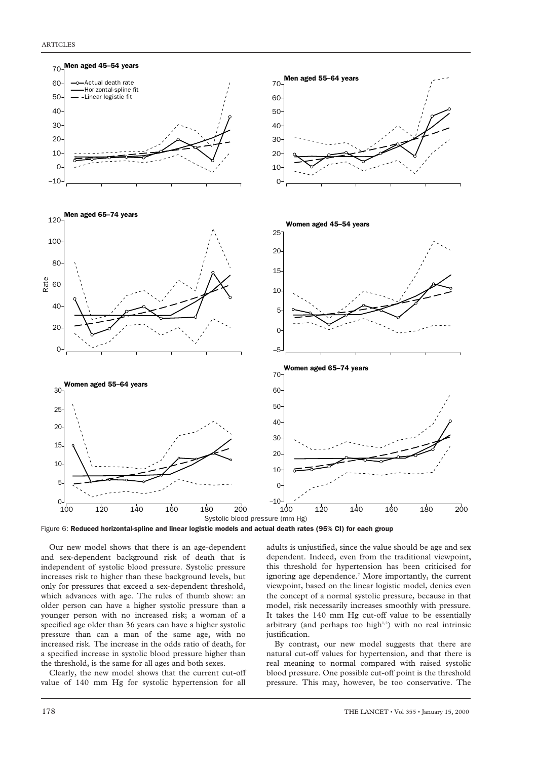Figure 6: **Reduced horizontal-spline and linear logistic models and actual death rates (95% CI) for each group**

Our new model shows that there is an age-dependent and sex-dependent background risk of death that is independent of systolic blood pressure. Systolic pressure increases risk to higher than these background levels, but only for pressures that exceed a sex-dependent threshold, which advances with age. The rules of thumb show: an older person can have a higher systolic pressure than a younger person with no increased risk; a woman of a specified age older than 36 years can have a higher systolic pressure than can a man of the same age, with no increased risk. The increase in the odds ratio of death, for a specified increase in systolic blood pressure higher than the threshold, is the same for all ages and both sexes.

Clearly, the new model shows that the current cut-off value of 140 mm Hg for systolic hypertension for all adults is unjustified, since the value should be age and sex dependent. Indeed, even from the traditional viewpoint, this threshold for hypertension has been criticised for ignoring age dependence.[7] More importantly, the current viewpoint, based on the linear logistic model, denies even the concept of a normal systolic pressure, because in that model, risk necessarily increases smoothly with pressure. It takes the 140 mm Hg cut-off value to be essentially arbitrary (and perhaps too high[1,2]) with no real intrinsic justification.

By contrast, our new model suggests that there are natural cut-off values for hypertension, and that there is real meaning to normal compared with raised systolic blood pressure. One possible cut-off point is the threshold pressure. This may, however, be too conservative. The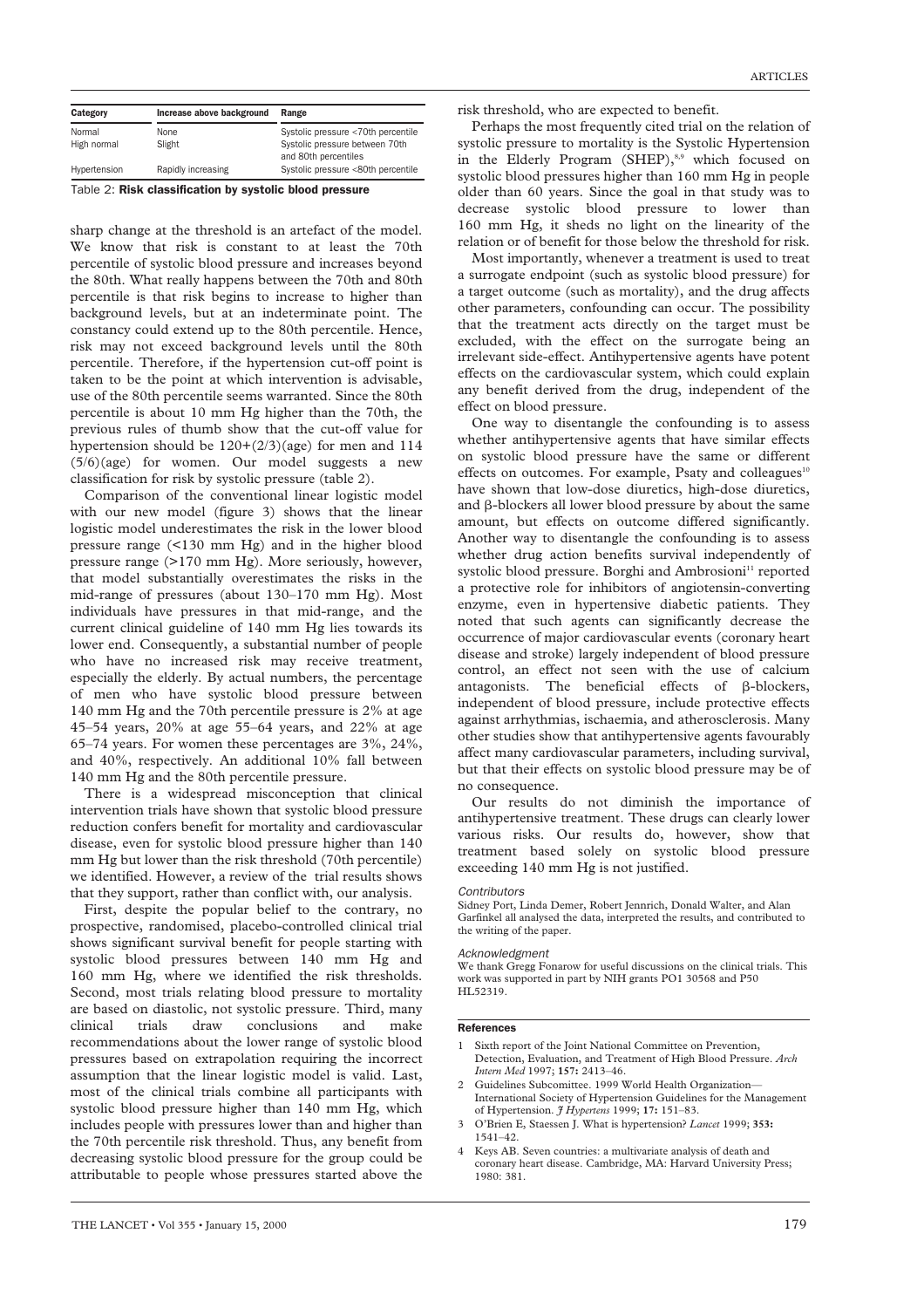| Category | Increase above background | Range |
| --- | --- | --- |
| Normal | None | Systolic pressure <70th percentile |
| High normal | Slight | Systolic pressure between 70th and 80th percentiles |
| Hypertension | Rapidly increasing | Systolic pressure <80th percentile |

Table 2: **Risk classification by systolic blood pressure**

sharp change at the threshold is an artefact of the model. We know that risk is constant to at least the 70th percentile of systolic blood pressure and increases beyond the 80th. What really happens between the 70th and 80th percentile is that risk begins to increase to higher than background levels, but at an indeterminate point. The constancy could extend up to the 80th percentile. Hence, risk may not exceed background levels until the 80th percentile. Therefore, if the hypertension cut-off point is taken to be the point at which intervention is advisable, use of the 80th percentile seems warranted. Since the 80th percentile is about 10 mm Hg higher than the 70th, the previous rules of thumb show that the cut-off value for hypertension should be $120+(2/3)(\text{age})$ for men and $114$ $(5/6)(\text{age})$ for women. Our model suggests a new classification for risk by systolic pressure (table 2).

Comparison of the conventional linear logistic model with our new model (figure 3) shows that the linear logistic model underestimates the risk in the lower blood pressure range (<130 mm Hg) and in the higher blood pressure range (>170 mm Hg). More seriously, however, that model substantially overestimates the risks in the mid-range of pressures (about 130–170 mm Hg). Most individuals have pressures in that mid-range, and the current clinical guideline of 140 mm Hg lies towards its lower end. Consequently, a substantial number of people who have no increased risk may receive treatment, especially the elderly. By actual numbers, the percentage of men who have systolic blood pressure between 140 mm Hg and the 70th percentile pressure is 2% at age 45–54 years, 20% at age 55–64 years, and 22% at age 65–74 years. For women these percentages are 3%, 24%, and 40%, respectively. An additional 10% fall between 140 mm Hg and the 80th percentile pressure.

There is a widespread misconception that clinical intervention trials have shown that systolic blood pressure reduction confers benefit for mortality and cardiovascular disease, even for systolic blood pressure higher than 140 mm Hg but lower than the risk threshold (70th percentile) we identified. However, a review of the trial results shows that they support, rather than conflict with, our analysis.

First, despite the popular belief to the contrary, no prospective, randomised, placebo-controlled clinical trial shows significant survival benefit for people starting with systolic blood pressures between 140 mm Hg and 160 mm Hg, where we identified the risk thresholds. Second, most trials relating blood pressure to mortality are based on diastolic, not systolic pressure. Third, many clinical trials draw conclusions and make recommendations about the lower range of systolic blood pressures based on extrapolation requiring the incorrect assumption that the linear logistic model is valid. Last, most of the clinical trials combine all participants with systolic blood pressure higher than 140 mm Hg, which includes people with pressures lower than and higher than the 70th percentile risk threshold. Thus, any benefit from decreasing systolic blood pressure for the group could be attributable to people whose pressures started above the risk threshold, who are expected to benefit.

Perhaps the most frequently cited trial on the relation of systolic pressure to mortality is the Systolic Hypertension in the Elderly Program (SHEP),[8,9] which focused on systolic blood pressures higher than 160 mm Hg in people older than 60 years. Since the goal in that study was to decrease systolic blood pressure to lower than 160 mm Hg, it sheds no light on the linearity of the relation or of benefit for those below the threshold for risk.

Most importantly, whenever a treatment is used to treat a surrogate endpoint (such as systolic blood pressure) for a target outcome (such as mortality), and the drug affects other parameters, confounding can occur. The possibility that the treatment acts directly on the target must be excluded, with the effect on the surrogate being an irrelevant side-effect. Antihypertensive agents have potent effects on the cardiovascular system, which could explain any benefit derived from the drug, independent of the effect on blood pressure.

One way to disentangle the confounding is to assess whether antihypertensive agents that have similar effects on systolic blood pressure have the same or different effects on outcomes. For example, Psaty and colleagues[10] have shown that low-dose diuretics, high-dose diuretics, and β-blockers all lower blood pressure by about the same amount, but effects on outcome differed significantly. Another way to disentangle the confounding is to assess whether drug action benefits survival independently of systolic blood pressure. Borghi and Ambrosioni[11] reported a protective role for inhibitors of angiotensin-converting enzyme, even in hypertensive diabetic patients. They noted that such agents can significantly decrease the occurrence of major cardiovascular events (coronary heart disease and stroke) largely independent of blood pressure control, an effect not seen with the use of calcium antagonists. The beneficial effects of β-blockers, independent of blood pressure, include protective effects against arrhythmias, ischaemia, and atherosclerosis. Many other studies show that antihypertensive agents favourably affect many cardiovascular parameters, including survival, but that their effects on systolic blood pressure may be of no consequence.

Our results do not diminish the importance of antihypertensive treatment. These drugs can clearly lower various risks. Our results do, however, show that treatment based solely on systolic blood pressure exceeding 140 mm Hg is not justified.

*Contributors*

Sidney Port, Linda Demer, Robert Jennrich, Donald Walter, and Alan Garfinkel all analysed the data, interpreted the results, and contributed to the writing of the paper.

*Acknowledgment*

We thank Gregg Fonarow for useful discussions on the clinical trials. This work was supported in part by NIH grants PO1 30568 and P50 HL52319.

## References

1. Sixth report of the Joint National Committee on Prevention, Detection, Evaluation, and Treatment of High Blood Pressure. *Arch Intern Med* 1997; **157:** 2413–46.
2. Guidelines Subcommittee. 1999 World Health Organization—International Society of Hypertension Guidelines for the Management of Hypertension. *J Hypertens* 1999; **17:** 151–83.
3. O'Brien E, Staessen J. What is hypertension? *Lancet* 1999; **353:** 1541–42.
4. Keys AB. Seven countries: a multivariate analysis of death and coronary heart disease. Cambridge, MA: Harvard University Press; 1980: 381.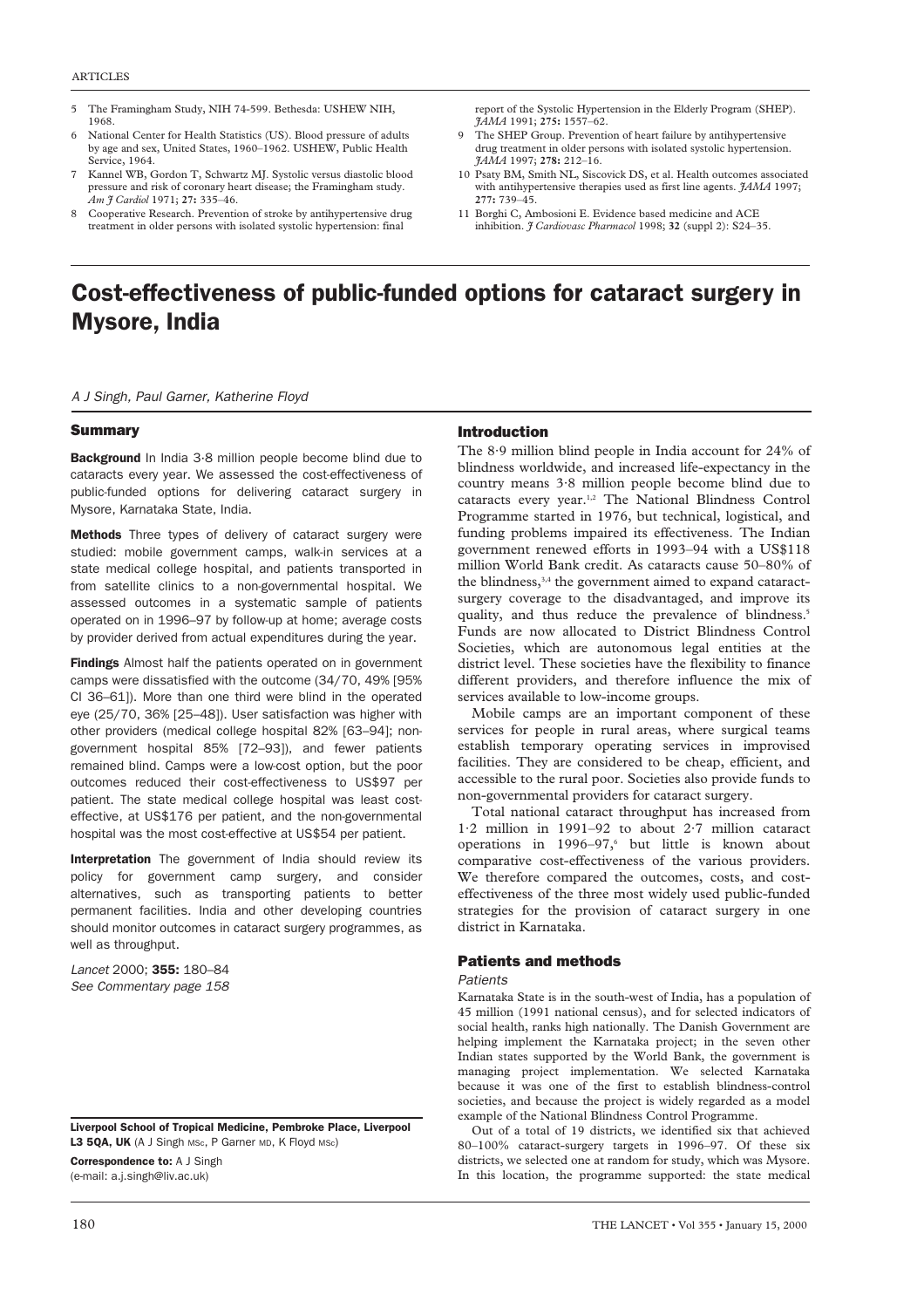5 The Framingham Study, NIH 74-599. Bethesda: USHEW NIH, 1968.

6 National Center for Health Statistics (US). Blood pressure of adults by age and sex, United States, 1960–1962. USHEW, Public Health Service, 1964.

7 Kannel WB, Gordon T, Schwartz MJ. Systolic versus diastolic blood pressure and risk of coronary heart disease; the Framingham study. *Am J Cardiol* 1971; **27:** 335–46.

8 Cooperative Research. Prevention of stroke by antihypertensive drug treatment in older persons with isolated systolic hypertension: final report of the Systolic Hypertension in the Elderly Program (SHEP). *JAMA* 1991; **275:** 1557–62.

9 The SHEP Group. Prevention of heart failure by antihypertensive drug treatment in older persons with isolated systolic hypertension. *JAMA* 1997; **278:** 212–16.

10 Psaty BM, Smith NL, Siscovick DS, et al. Health outcomes associated with antihypertensive therapies used as first line agents. *JAMA* 1997; **277:** 739–45.

11 Borghi C, Ambosioni E. Evidence based medicine and ACE inhibition. *J Cardiovasc Pharmacol* 1998; **32** (suppl 2): S24–35.

# Cost-effectiveness of public-funded options for cataract surgery in Mysore, India

*A J Singh, Paul Garner, Katherine Floyd*

## Summary

**Background** In India 3·8 million people become blind due to cataracts every year. We assessed the cost-effectiveness of public-funded options for delivering cataract surgery in Mysore, Karnataka State, India.

**Methods** Three types of delivery of cataract surgery were studied: mobile government camps, walk-in services at a state medical college hospital, and patients transported in from satellite clinics to a non-governmental hospital. We assessed outcomes in a systematic sample of patients operated on in 1996–97 by follow-up at home; average costs by provider derived from actual expenditures during the year.

**Findings** Almost half the patients operated on in government camps were dissatisfied with the outcome (34/70, 49% [95% CI 36–61]). More than one third were blind in the operated eye (25/70, 36% [25–48]). User satisfaction was higher with other providers (medical college hospital 82% [63–94]; non-government hospital 85% [72–93]), and fewer patients remained blind. Camps were a low-cost option, but the poor outcomes reduced their cost-effectiveness to US$97 per patient. The state medical college hospital was least cost-effective, at US$176 per patient, and the non-governmental hospital was the most cost-effective at US$54 per patient.

**Interpretation** The government of India should review its policy for government camp surgery, and consider alternatives, such as transporting patients to better permanent facilities. India and other developing countries should monitor outcomes in cataract surgery programmes, as well as throughput.

*Lancet* 2000; **355:** 180–84
*See Commentary page 158*

**Liverpool School of Tropical Medicine, Pembroke Place, Liverpool L3 5QA, UK** (A J Singh MSc, P Garner MD, K Floyd MSc)

**Correspondence to:** A J Singh
(e-mail: a.j.singh@liv.ac.uk)

## Introduction

The 8·9 million blind people in India account for 24% of blindness worldwide, and increased life-expectancy in the country means 3·8 million people become blind due to cataracts every year.[1,2] The National Blindness Control Programme started in 1976, but technical, logistical, and funding problems impaired its effectiveness. The Indian government renewed efforts in 1993–94 with a US$118 million World Bank credit. As cataracts cause 50–80% of the blindness,[3,4] the government aimed to expand cataract-surgery coverage to the disadvantaged, and improve its quality, and thus reduce the prevalence of blindness.[5] Funds are now allocated to District Blindness Control Societies, which are autonomous legal entities at the district level. These societies have the flexibility to finance different providers, and therefore influence the mix of services available to low-income groups.

Mobile camps are an important component of these services for people in rural areas, where surgical teams establish temporary operating services in improvised facilities. They are considered to be cheap, efficient, and accessible to the rural poor. Societies also provide funds to non-governmental providers for cataract surgery.

Total national cataract throughput has increased from 1·2 million in 1991–92 to about 2·7 million cataract operations in 1996–97,[6] but little is known about comparative cost-effectiveness of the various providers. We therefore compared the outcomes, costs, and cost-effectiveness of the three most widely used public-funded strategies for the provision of cataract surgery in one district in Karnataka.

## Patients and methods

### Patients

Karnataka State is in the south-west of India, has a population of 45 million (1991 national census), and for selected indicators of social health, ranks high nationally. The Danish Government are helping implement the Karnataka project; in the seven other Indian states supported by the World Bank, the government is managing project implementation. We selected Karnataka because it was one of the first to establish blindness-control societies, and because the project is widely regarded as a model example of the National Blindness Control Programme.

Out of a total of 19 districts, we identified six that achieved 80–100% cataract-surgery targets in 1996–97. Of these six districts, we selected one at random for study, which was Mysore. In this location, the programme supported: the state medical